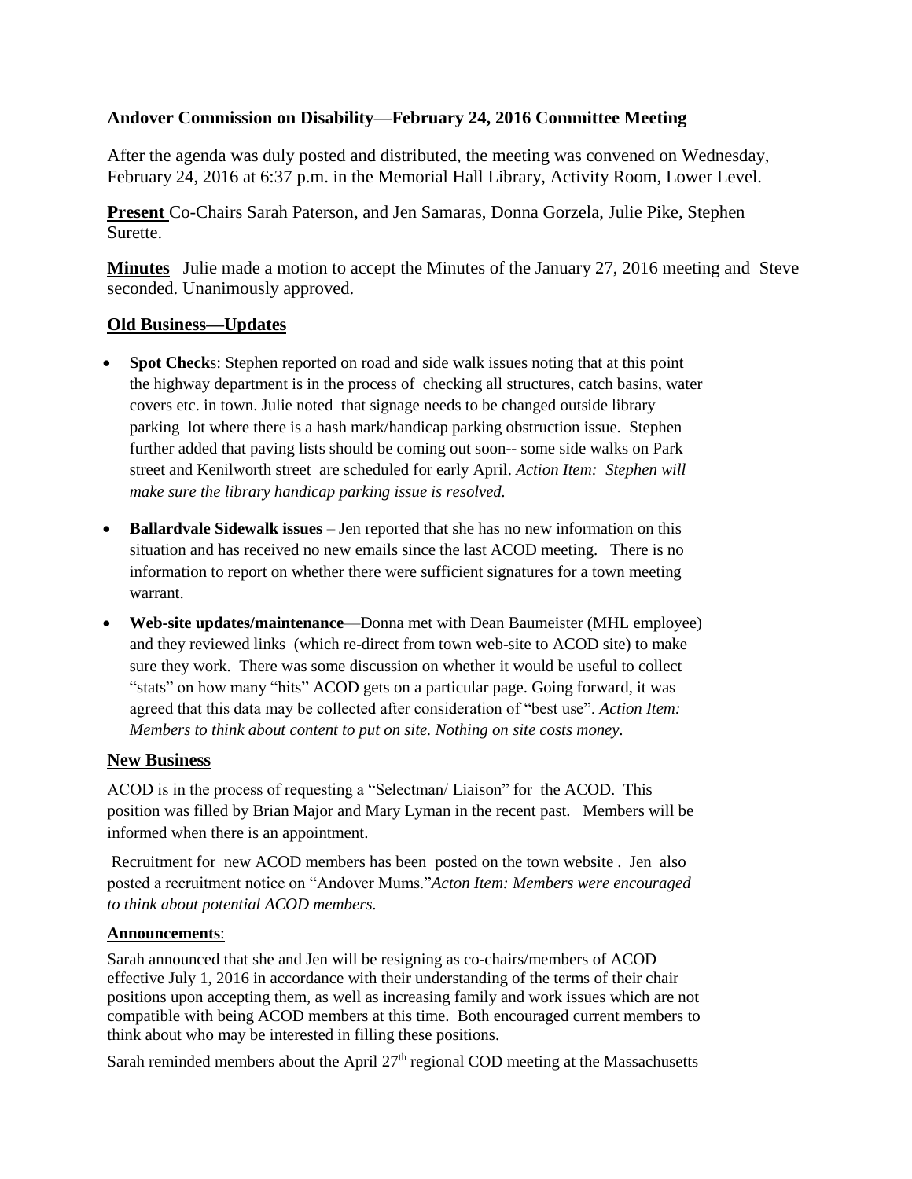**Andover Commission on Disability—February 24, 2016 Committee Meeting**

After the agenda was duly posted and distributed, the meeting was convened on Wednesday, February 24, 2016 at 6:37 p.m. in the Memorial Hall Library, Activity Room, Lower Level.

**Present** Co-Chairs Sarah Paterson, and Jen Samaras, Donna Gorzela, Julie Pike, Stephen Surette.

**Minutes** Julie made a motion to accept the Minutes of the January 27, 2016 meeting and Steve seconded. Unanimously approved.

## Old Business—Updates

- **Spot Checks**: Stephen reported on road and side walk issues noting that at this point the highway department is in the process of checking all structures, catch basins, water covers etc. in town. Julie noted that signage needs to be changed outside library parking lot where there is a hash mark/handicap parking obstruction issue. Stephen further added that paving lists should be coming out soon-- some side walks on Park street and Kenilworth street are scheduled for early April. *Action Item: Stephen will make sure the library handicap parking issue is resolved.*
- **Ballardvale Sidewalk issues** – Jen reported that she has no new information on this situation and has received no new emails since the last ACOD meeting. There is no information to report on whether there were sufficient signatures for a town meeting warrant.
- **Web-site updates/maintenance**—Donna met with Dean Baumeister (MHL employee) and they reviewed links (which re-direct from town web-site to ACOD site) to make sure they work. There was some discussion on whether it would be useful to collect "stats" on how many "hits" ACOD gets on a particular page. Going forward, it was agreed that this data may be collected after consideration of "best use". *Action Item: Members to think about content to put on site. Nothing on site costs money.*

## New Business

ACOD is in the process of requesting a "Selectman/ Liaison" for the ACOD. This position was filled by Brian Major and Mary Lyman in the recent past. Members will be informed when there is an appointment.

Recruitment for new ACOD members has been posted on the town website . Jen also posted a recruitment notice on "Andover Mums."*Acton Item: Members were encouraged to think about potential ACOD members.*

### Announcements:

Sarah announced that she and Jen will be resigning as co-chairs/members of ACOD effective July 1, 2016 in accordance with their understanding of the terms of their chair positions upon accepting them, as well as increasing family and work issues which are not compatible with being ACOD members at this time. Both encouraged current members to think about who may be interested in filling these positions.

Sarah reminded members about the April 27th regional COD meeting at the Massachusetts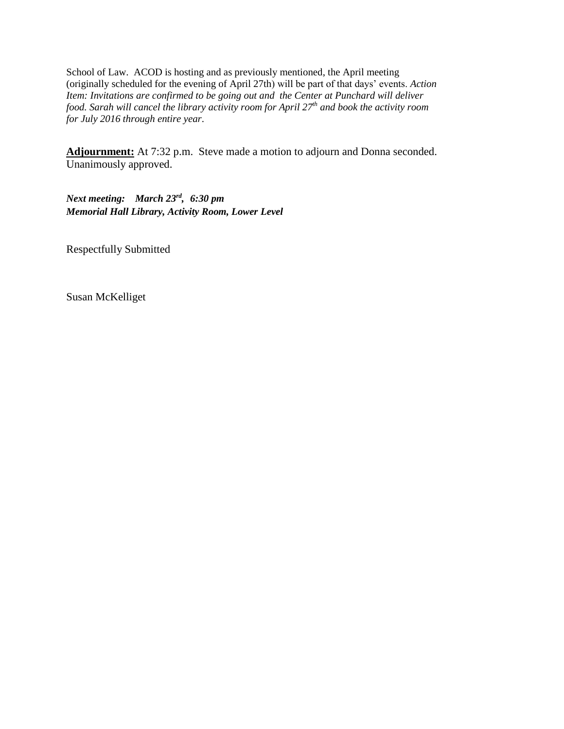School of Law. ACOD is hosting and as previously mentioned, the April meeting (originally scheduled for the evening of April 27th) will be part of that days' events. *Action Item: Invitations are confirmed to be going out and the Center at Punchard will deliver food. Sarah will cancel the library activity room for April 27th and book the activity room for July 2016 through entire year*.

**Adjournment:** At 7:32 p.m. Steve made a motion to adjourn and Donna seconded. Unanimously approved.

***Next meeting: March 23rd, 6:30 pm***
***Memorial Hall Library, Activity Room, Lower Level***

Respectfully Submitted

Susan McKelliget